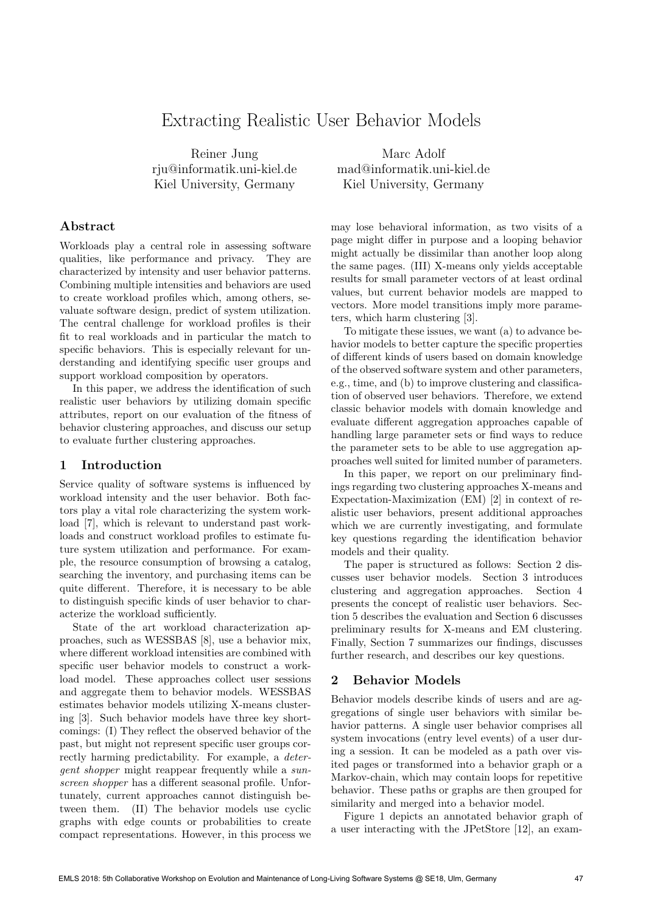# Extracting Realistic User Behavior Models

Reiner Jung
rju@informatik.uni-kiel.de
Kiel University, Germany

Marc Adolf
mad@informatik.uni-kiel.de
Kiel University, Germany

## Abstract

Workloads play a central role in assessing software qualities, like performance and privacy. They are characterized by intensity and user behavior patterns. Combining multiple intensities and behaviors are used to create workload profiles which, among others, sevaluate software design, predict of system utilization. The central challenge for workload profiles is their fit to real workloads and in particular the match to specific behaviors. This is especially relevant for understanding and identifying specific user groups and support workload composition by operators.

In this paper, we address the identification of such realistic user behaviors by utilizing domain specific attributes, report on our evaluation of the fitness of behavior clustering approaches, and discuss our setup to evaluate further clustering approaches.

## 1 Introduction

Service quality of software systems is influenced by workload intensity and the user behavior. Both factors play a vital role characterizing the system workload [7], which is relevant to understand past workloads and construct workload profiles to estimate future system utilization and performance. For example, the resource consumption of browsing a catalog, searching the inventory, and purchasing items can be quite different. Therefore, it is necessary to be able to distinguish specific kinds of user behavior to characterize the workload sufficiently.

State of the art workload characterization approaches, such as WESSBAS [8], use a behavior mix, where different workload intensities are combined with specific user behavior models to construct a workload model. These approaches collect user sessions and aggregate them to behavior models. WESSBAS estimates behavior models utilizing X-means clustering [3]. Such behavior models have three key shortcomings: (I) They reflect the observed behavior of the past, but might not represent specific user groups correctly harming predictability. For example, a *detergent shopper* might reappear frequently while a *sunscreen shopper* has a different seasonal profile. Unfortunately, current approaches cannot distinguish between them. (II) The behavior models use cyclic graphs with edge counts or probabilities to create compact representations. However, in this process we may lose behavioral information, as two visits of a page might differ in purpose and a looping behavior might actually be dissimilar than another loop along the same pages. (III) X-means only yields acceptable results for small parameter vectors of at least ordinal values, but current behavior models are mapped to vectors. More model transitions imply more parameters, which harm clustering [3].

To mitigate these issues, we want (a) to advance behavior models to better capture the specific properties of different kinds of users based on domain knowledge of the observed software system and other parameters, e.g., time, and (b) to improve clustering and classification of observed user behaviors. Therefore, we extend classic behavior models with domain knowledge and evaluate different aggregation approaches capable of handling large parameter sets or find ways to reduce the parameter sets to be able to use aggregation approaches well suited for limited number of parameters.

In this paper, we report on our preliminary findings regarding two clustering approaches X-means and Expectation-Maximization (EM) [2] in context of realistic user behaviors, present additional approaches which we are currently investigating, and formulate key questions regarding the identification behavior models and their quality.

The paper is structured as follows: Section 2 discusses user behavior models. Section 3 introduces clustering and aggregation approaches. Section 4 presents the concept of realistic user behaviors. Section 5 describes the evaluation and Section 6 discusses preliminary results for X-means and EM clustering. Finally, Section 7 summarizes our findings, discusses further research, and describes our key questions.

## 2 Behavior Models

Behavior models describe kinds of users and are aggregations of single user behaviors with similar behavior patterns. A single user behavior comprises all system invocations (entry level events) of a user during a session. It can be modeled as a path over visited pages or transformed into a behavior graph or a Markov-chain, which may contain loops for repetitive behavior. These paths or graphs are then grouped for similarity and merged into a behavior model.

Figure 1 depicts an annotated behavior graph of a user interacting with the JPetStore [12], an exam-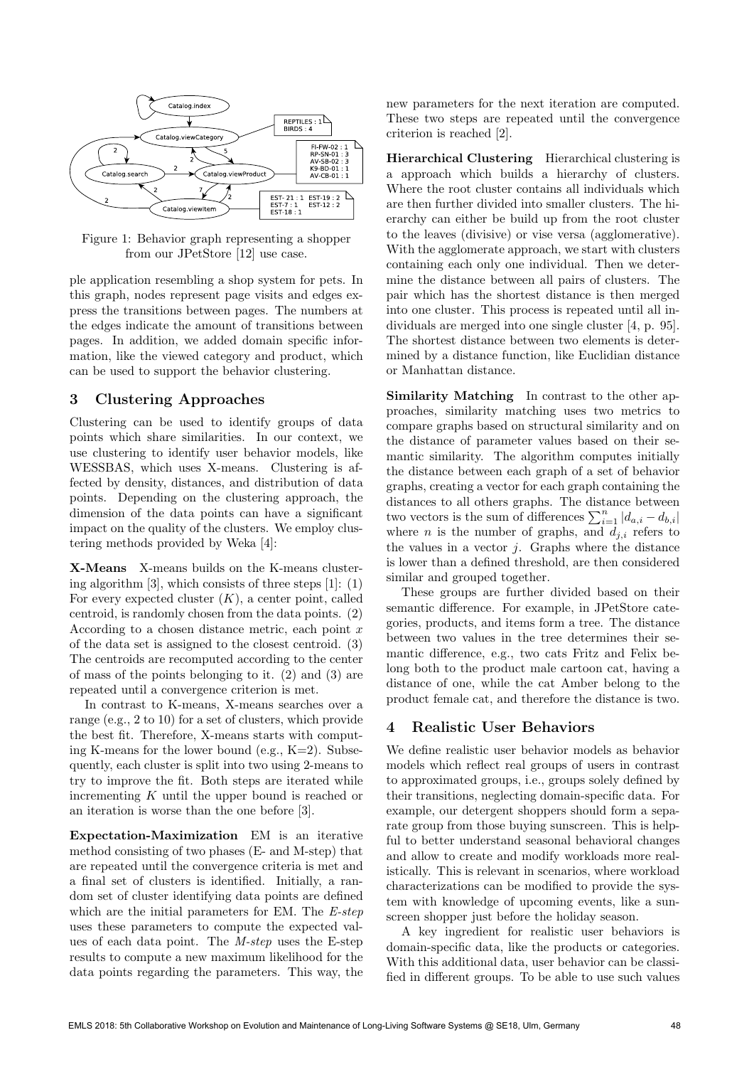REPTILES : 1
BIRDS : 4

FI-FW-02 : 1
RP-SN-01 : 3
AV-SB-02 : 3
K9-BD-01 : 1
AV-CB-01 : 1

EST- 21 : 1 EST-19 : 2
EST-7 : 1 EST-12 : 2
EST-18 : 1

Catalog.index

Catalog.viewCategory

Catalog.search

Catalog.viewProduct

Catalog.viewItem

2 2 5 2 2 7 2 2

Figure 1: Behavior graph representing a shopper from our JPetStore [12] use case.

ple application resembling a shop system for pets. In this graph, nodes represent page visits and edges express the transitions between pages. The numbers at the edges indicate the amount of transitions between pages. In addition, we added domain specific information, like the viewed category and product, which can be used to support the behavior clustering.

## 3 Clustering Approaches

Clustering can be used to identify groups of data points which share similarities. In our context, we use clustering to identify user behavior models, like WESSBAS, which uses X-means. Clustering is affected by density, distances, and distribution of data points. Depending on the clustering approach, the dimension of the data points can have a significant impact on the quality of the clusters. We employ clustering methods provided by Weka [4]:

**X-Means** X-means builds on the K-means clustering algorithm [3], which consists of three steps [1]: (1) For every expected cluster ($K$), a center point, called centroid, is randomly chosen from the data points. (2) According to a chosen distance metric, each point $x$ of the data set is assigned to the closest centroid. (3) The centroids are recomputed according to the center of mass of the points belonging to it. (2) and (3) are repeated until a convergence criterion is met.

In contrast to K-means, X-means searches over a range (e.g., 2 to 10) for a set of clusters, which provide the best fit. Therefore, X-means starts with computing K-means for the lower bound (e.g., K=2). Subsequently, each cluster is split into two using 2-means to try to improve the fit. Both steps are iterated while incrementing $K$ until the upper bound is reached or an iteration is worse than the one before [3].

**Expectation-Maximization** EM is an iterative method consisting of two phases (E- and M-step) that are repeated until the convergence criteria is met and a final set of clusters is identified. Initially, a random set of cluster identifying data points are defined which are the initial parameters for EM. The *E-step* uses these parameters to compute the expected values of each data point. The *M-step* uses the E-step results to compute a new maximum likelihood for the data points regarding the parameters. This way, the new parameters for the next iteration are computed. These two steps are repeated until the convergence criterion is reached [2].

**Hierarchical Clustering** Hierarchical clustering is a approach which builds a hierarchy of clusters. Where the root cluster contains all individuals which are then further divided into smaller clusters. The hierarchy can either be build up from the root cluster to the leaves (divisive) or vise versa (agglomerative). With the agglomerate approach, we start with clusters containing each only one individual. Then we determine the distance between all pairs of clusters. The pair which has the shortest distance is then merged into one cluster. This process is repeated until all individuals are merged into one single cluster [4, p. 95]. The shortest distance between two elements is determined by a distance function, like Euclidian distance or Manhattan distance.

**Similarity Matching** In contrast to the other approaches, similarity matching uses two metrics to compare graphs based on structural similarity and on the distance of parameter values based on their semantic similarity. The algorithm computes initially the distance between each graph of a set of behavior graphs, creating a vector for each graph containing the distances to all others graphs. The distance between two vectors is the sum of differences $\sum_{i=1}^{n} |d_{a,i} - d_{b,i}|$ where $n$ is the number of graphs, and $d_{j,i}$ refers to the values in a vector $j$. Graphs where the distance is lower than a defined threshold, are then considered similar and grouped together.

These groups are further divided based on their semantic difference. For example, in JPetStore categories, products, and items form a tree. The distance between two values in the tree determines their semantic difference, e.g., two cats Fritz and Felix belong both to the product male cartoon cat, having a distance of one, while the cat Amber belong to the product female cat, and therefore the distance is two.

## 4 Realistic User Behaviors

We define realistic user behavior models as behavior models which reflect real groups of users in contrast to approximated groups, i.e., groups solely defined by their transitions, neglecting domain-specific data. For example, our detergent shoppers should form a separate group from those buying sunscreen. This is helpful to better understand seasonal behavioral changes and allow to create and modify workloads more realistically. This is relevant in scenarios, where workload characterizations can be modified to provide the system with knowledge of upcoming events, like a sunscreen shopper just before the holiday season.

A key ingredient for realistic user behaviors is domain-specific data, like the products or categories. With this additional data, user behavior can be classified in different groups. To be able to use such values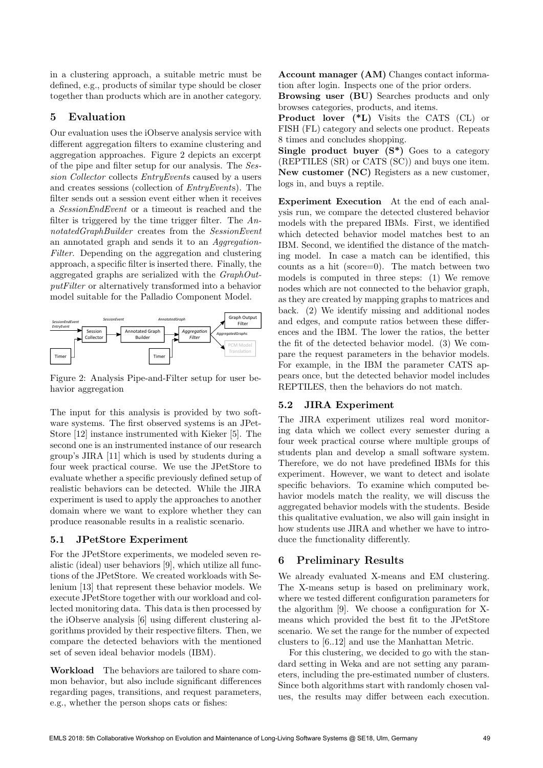in a clustering approach, a suitable metric must be defined, e.g., products of similar type should be closer together than products which are in another category.

## 5 Evaluation

Our evaluation uses the iObserve analysis service with different aggregation filters to examine clustering and aggregation approaches. Figure 2 depicts an excerpt of the pipe and filter setup for our analysis. The *Session Collector* collects *EntryEvent*s caused by a users and creates sessions (collection of *EntryEvent*s). The filter sends out a session event either when it receives a *SessionEndEvent* or a timeout is reached and the filter is triggered by the time trigger filter. The *AnnotatedGraphBuilder* creates from the *SessionEvent* an annotated graph and sends it to an *AggregationFilter*. Depending on the aggregation and clustering approach, a specific filter is inserted there. Finally, the aggregated graphs are serialized with the *GraphOutputFilter* or alternatively transformed into a behavior model suitable for the Palladio Component Model.

SessionEndEvent
EntryEvent
SessionEvent
AnnotatedGraph
Session Collector
Annotated Graph Builder
Aggregation Filter
AggregatedGraphs
Graph Output Filter
PCM Model Translation
Timer
Timer

Figure 2: Analysis Pipe-and-Filter setup for user behavior aggregation

The input for this analysis is provided by two software systems. The first observed systems is an JPetStore [12] instance instrumented with Kieker [5]. The second one is an instrumented instance of our research group's JIRA [11] which is used by students during a four week practical course. We use the JPetStore to evaluate whether a specific previously defined setup of realistic behaviors can be detected. While the JIRA experiment is used to apply the approaches to another domain where we want to explore whether they can produce reasonable results in a realistic scenario.

### 5.1 JPetStore Experiment

For the JPetStore experiments, we modeled seven realistic (ideal) user behaviors [9], which utilize all functions of the JPetStore. We created workloads with Selenium [13] that represent these behavior models. We execute JPetStore together with our workload and collected monitoring data. This data is then processed by the iObserve analysis [6] using different clustering algorithms provided by their respective filters. Then, we compare the detected behaviors with the mentioned set of seven ideal behavior models (IBM).

**Workload** The behaviors are tailored to share common behavior, but also include significant differences regarding pages, transitions, and request parameters, e.g., whether the person shops cats or fishes:

**Account manager (AM)** Changes contact information after login. Inspects one of the prior orders.

**Browsing user (BU)** Searches products and only browses categories, products, and items.

**Product lover (*L)** Visits the CATS (CL) or FISH (FL) category and selects one product. Repeats 8 times and concludes shopping.

**Single product buyer (S*)** Goes to a category (REPTILES (SR) or CATS (SC)) and buys one item.

**New customer (NC)** Registers as a new customer, logs in, and buys a reptile.

**Experiment Execution** At the end of each analysis run, we compare the detected clustered behavior models with the prepared IBMs. First, we identified which detected behavior model matches best to an IBM. Second, we identified the distance of the matching model. In case a match can be identified, this counts as a hit (score=0). The match between two models is computed in three steps: (1) We remove nodes which are not connected to the behavior graph, as they are created by mapping graphs to matrices and back. (2) We identify missing and additional nodes and edges, and compute ratios between these differences and the IBM. The lower the ratios, the better the fit of the detected behavior model. (3) We compare the request parameters in the behavior models. For example, in the IBM the parameter CATS appears once, but the detected behavior model includes REPTILES, then the behaviors do not match.

### 5.2 JIRA Experiment

The JIRA experiment utilizes real word monitoring data which we collect every semester during a four week practical course where multiple groups of students plan and develop a small software system. Therefore, we do not have predefined IBMs for this experiment. However, we want to detect and isolate specific behaviors. To examine which computed behavior models match the reality, we will discuss the aggregated behavior models with the students. Beside this qualitative evaluation, we also will gain insight in how students use JIRA and whether we have to introduce the functionality differently.

## 6 Preliminary Results

We already evaluated X-means and EM clustering. The X-means setup is based on preliminary work, where we tested different configuration parameters for the algorithm [9]. We choose a configuration for X-means which provided the best fit to the JPetStore scenario. We set the range for the number of expected clusters to [6..12] and use the Manhattan Metric.

For this clustering, we decided to go with the standard setting in Weka and are not setting any parameters, including the pre-estimated number of clusters. Since both algorithms start with randomly chosen values, the results may differ between each execution.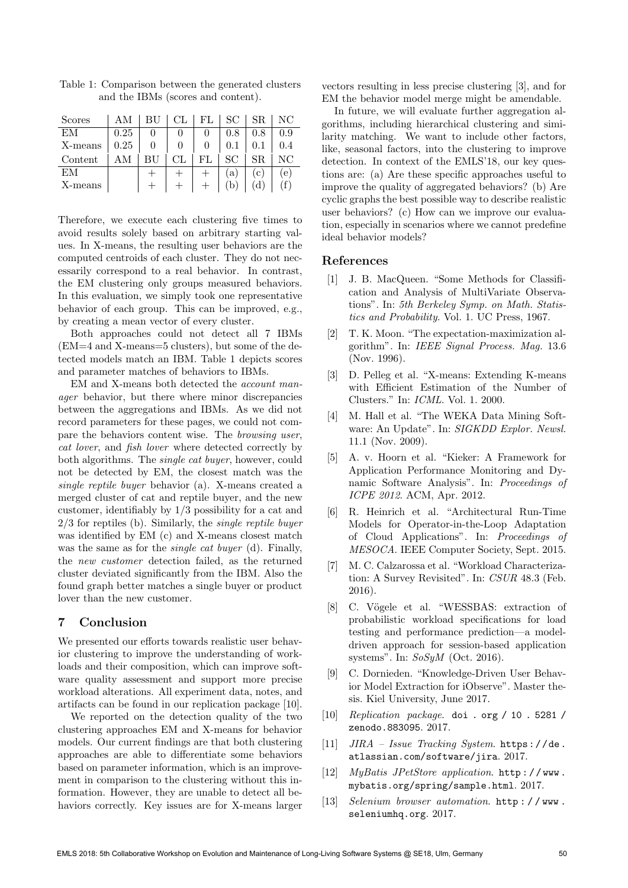Table 1: Comparison between the generated clusters and the IBMs (scores and content).

| Scores | AM | BU | CL | FL | SC | SR | NC |
|---|---|---|---|---|---|---|---|
| EM | 0.25 | 0 | 0 | 0 | 0.8 | 0.8 | 0.9 |
| X-means | 0.25 | 0 | 0 | 0 | 0.1 | 0.1 | 0.4 |
| Content | AM | BU | CL | FL | SC | SR | NC |
| EM | | + | + | + | (a) | (c) | (e) |
| X-means | | + | + | + | (b) | (d) | (f) |

Therefore, we execute each clustering five times to avoid results solely based on arbitrary starting values. In X-means, the resulting user behaviors are the computed centroids of each cluster. They do not necessarily correspond to a real behavior. In contrast, the EM clustering only groups measured behaviors. In this evaluation, we simply took one representative behavior of each group. This can be improved, e.g., by creating a mean vector of every cluster.

Both approaches could not detect all 7 IBMs (EM=4 and X-means=5 clusters), but some of the detected models match an IBM. Table 1 depicts scores and parameter matches of behaviors to IBMs.

EM and X-means both detected the *account manager* behavior, but there where minor discrepancies between the aggregations and IBMs. As we did not record parameters for these pages, we could not compare the behaviors content wise. The *browsing user*, *cat lover*, and *fish lover* where detected correctly by both algorithms. The *single cat buyer*, however, could not be detected by EM, the closest match was the *single reptile buyer* behavior (a). X-means created a merged cluster of cat and reptile buyer, and the new customer, identifiably by 1/3 possibility for a cat and 2/3 for reptiles (b). Similarly, the *single reptile buyer* was identified by EM (c) and X-means closest match was the same as for the *single cat buyer* (d). Finally, the *new customer* detection failed, as the returned cluster deviated significantly from the IBM. Also the found graph better matches a single buyer or product lover than the new customer.

## 7 Conclusion

We presented our efforts towards realistic user behavior clustering to improve the understanding of workloads and their composition, which can improve software quality assessment and support more precise workload alterations. All experiment data, notes, and artifacts can be found in our replication package [10].

We reported on the detection quality of the two clustering approaches EM and X-means for behavior models. Our current findings are that both clustering approaches are able to differentiate some behaviors based on parameter information, which is an improvement in comparison to the clustering without this information. However, they are unable to detect all behaviors correctly. Key issues are for X-means larger vectors resulting in less precise clustering [3], and for EM the behavior model merge might be amendable.

In future, we will evaluate further aggregation algorithms, including hierarchical clustering and similarity matching. We want to include other factors, like, seasonal factors, into the clustering to improve detection. In context of the EMLS'18, our key questions are: (a) Are these specific approaches useful to improve the quality of aggregated behaviors? (b) Are cyclic graphs the best possible way to describe realistic user behaviors? (c) How can we improve our evaluation, especially in scenarios where we cannot predefine ideal behavior models?

## References

- [1] J. B. MacQueen. "Some Methods for Classification and Analysis of MultiVariate Observations". In: *5th Berkeley Symp. on Math. Statistics and Probability*. Vol. 1. UC Press, 1967.
- [2] T. K. Moon. "The expectation-maximization algorithm". In: *IEEE Signal Process. Mag.* 13.6 (Nov. 1996).
- [3] D. Pelleg et al. "X-means: Extending K-means with Efficient Estimation of the Number of Clusters." In: *ICML*. Vol. 1. 2000.
- [4] M. Hall et al. "The WEKA Data Mining Software: An Update". In: *SIGKDD Explor. Newsl.* 11.1 (Nov. 2009).
- [5] A. v. Hoorn et al. "Kieker: A Framework for Application Performance Monitoring and Dynamic Software Analysis". In: *Proceedings of ICPE 2012*. ACM, Apr. 2012.
- [6] R. Heinrich et al. "Architectural Run-Time Models for Operator-in-the-Loop Adaptation of Cloud Applications". In: *Proceedings of MESOCA*. IEEE Computer Society, Sept. 2015.
- [7] M. C. Calzarossa et al. "Workload Characterization: A Survey Revisited". In: *CSUR* 48.3 (Feb. 2016).
- [8] C. Vögele et al. "WESSBAS: extraction of probabilistic workload specifications for load testing and performance prediction—a model-driven approach for session-based application systems". In: *SoSyM* (Oct. 2016).
- [9] C. Dornieden. "Knowledge-Driven User Behavior Model Extraction for iObserve". Master thesis. Kiel University, June 2017.
- [10] *Replication package*. doi.org/10.5281/zenodo.883095. 2017.
- [11] *JIRA – Issue Tracking System*. https://de.atlassian.com/software/jira. 2017.
- [12] *MyBatis JPetStore application*. http://www.mybatis.org/spring/sample.html. 2017.
- [13] *Selenium browser automation*. http://www.seleniumhq.org. 2017.